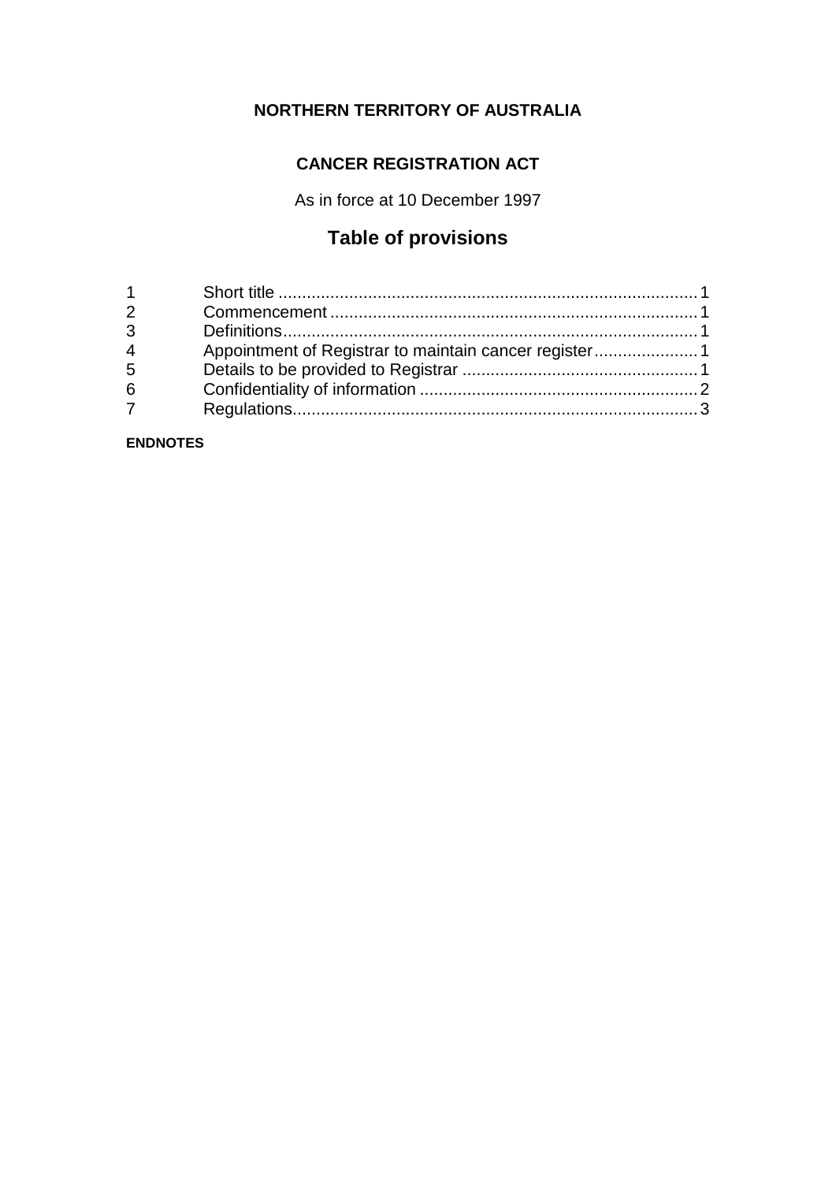**NORTHERN TERRITORY OF AUSTRALIA**

**CANCER REGISTRATION ACT**

As in force at 10 December 1997

# Table of provisions

| | | |
|---|---|---|
| 1 | Short title | 1 |
| 2 | Commencement | 1 |
| 3 | Definitions | 1 |
| 4 | Appointment of Registrar to maintain cancer register | 1 |
| 5 | Details to be provided to Registrar | 1 |
| 6 | Confidentiality of information | 2 |
| 7 | Regulations | 3 |

**ENDNOTES**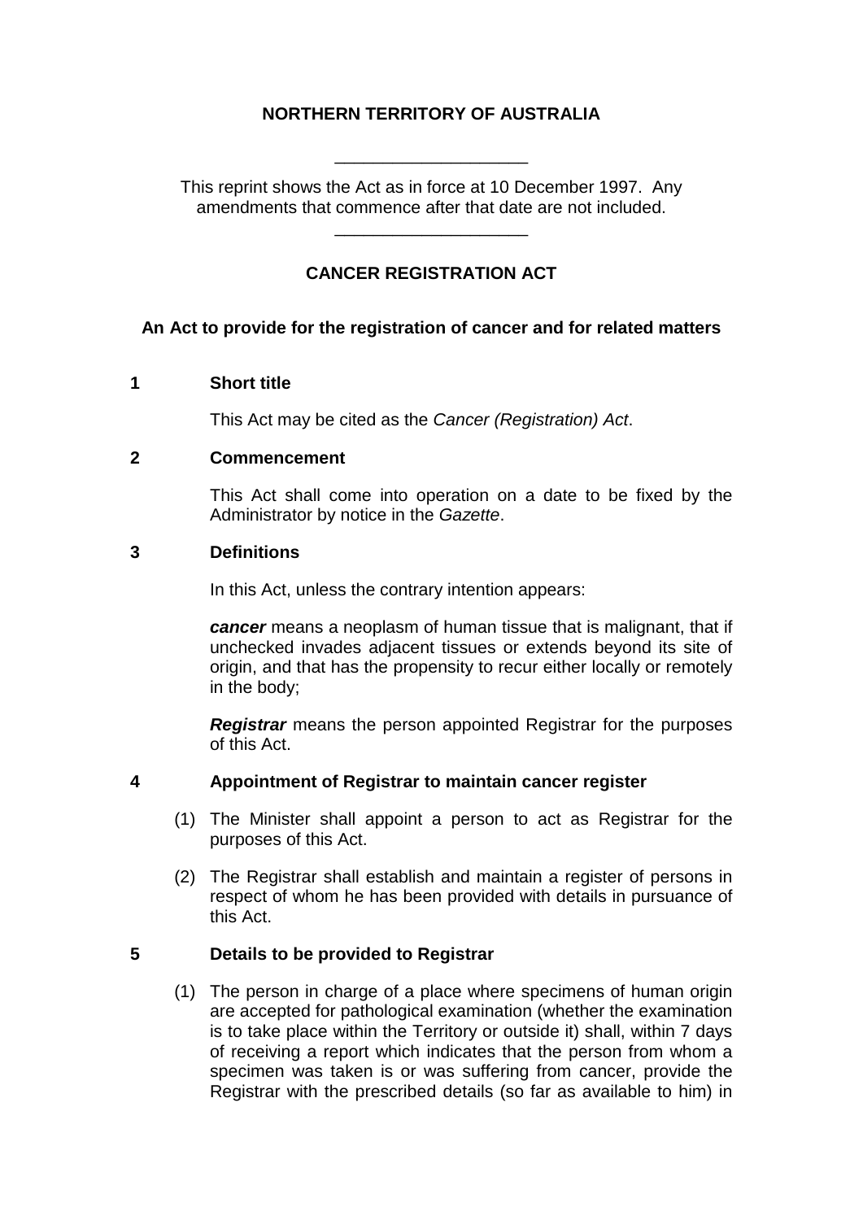**NORTHERN TERRITORY OF AUSTRALIA**

\_\_\_\_\_\_\_\_\_\_\_\_\_\_\_\_\_\_\_\_

This reprint shows the Act as in force at 10 December 1997. Any amendments that commence after that date are not included.

\_\_\_\_\_\_\_\_\_\_\_\_\_\_\_\_\_\_\_\_

# CANCER REGISTRATION ACT

**An Act to provide for the registration of cancer and for related matters**

## 1 Short title

This Act may be cited as the *Cancer (Registration) Act*.

## 2 Commencement

This Act shall come into operation on a date to be fixed by the Administrator by notice in the *Gazette*.

## 3 Definitions

In this Act, unless the contrary intention appears:

***cancer*** means a neoplasm of human tissue that is malignant, that if unchecked invades adjacent tissues or extends beyond its site of origin, and that has the propensity to recur either locally or remotely in the body;

***Registrar*** means the person appointed Registrar for the purposes of this Act.

## 4 Appointment of Registrar to maintain cancer register

(1) The Minister shall appoint a person to act as Registrar for the purposes of this Act.

(2) The Registrar shall establish and maintain a register of persons in respect of whom he has been provided with details in pursuance of this Act.

## 5 Details to be provided to Registrar

(1) The person in charge of a place where specimens of human origin are accepted for pathological examination (whether the examination is to take place within the Territory or outside it) shall, within 7 days of receiving a report which indicates that the person from whom a specimen was taken is or was suffering from cancer, provide the Registrar with the prescribed details (so far as available to him) in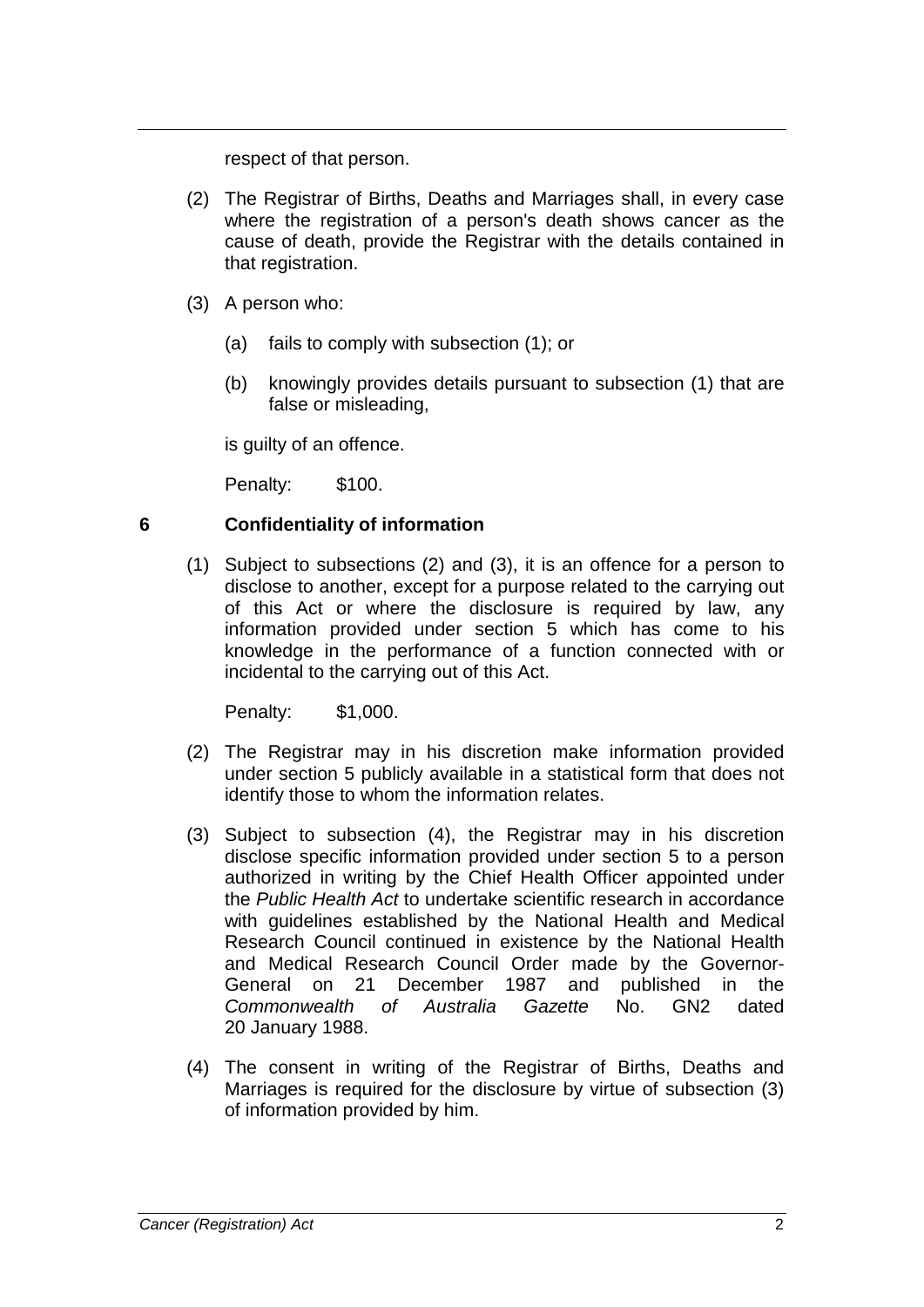respect of that person.

(2) The Registrar of Births, Deaths and Marriages shall, in every case where the registration of a person's death shows cancer as the cause of death, provide the Registrar with the details contained in that registration.

(3) A person who:

(a) fails to comply with subsection (1); or

(b) knowingly provides details pursuant to subsection (1) that are false or misleading,

is guilty of an offence.

Penalty: $100.

### 6 Confidentiality of information

(1) Subject to subsections (2) and (3), it is an offence for a person to disclose to another, except for a purpose related to the carrying out of this Act or where the disclosure is required by law, any information provided under section 5 which has come to his knowledge in the performance of a function connected with or incidental to the carrying out of this Act.

Penalty: $1,000.

(2) The Registrar may in his discretion make information provided under section 5 publicly available in a statistical form that does not identify those to whom the information relates.

(3) Subject to subsection (4), the Registrar may in his discretion disclose specific information provided under section 5 to a person authorized in writing by the Chief Health Officer appointed under the *Public Health Act* to undertake scientific research in accordance with guidelines established by the National Health and Medical Research Council continued in existence by the National Health and Medical Research Council Order made by the Governor-General on 21 December 1987 and published in the *Commonwealth of Australia Gazette* No. GN2 dated 20 January 1988.

(4) The consent in writing of the Registrar of Births, Deaths and Marriages is required for the disclosure by virtue of subsection (3) of information provided by him.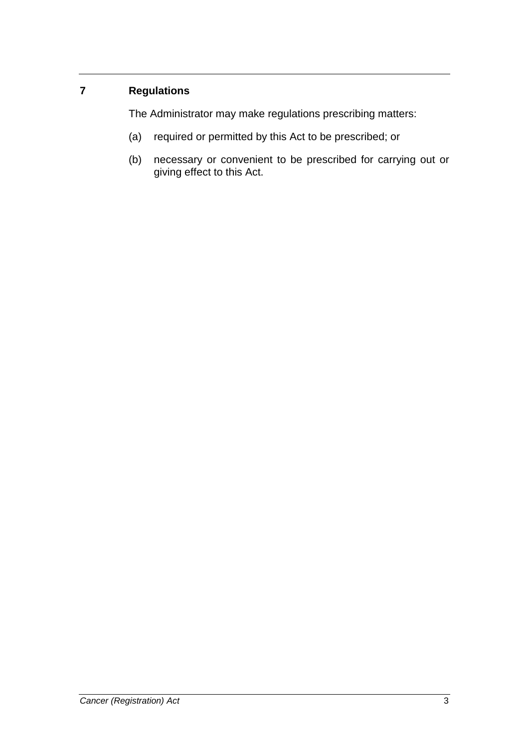## 7 Regulations

The Administrator may make regulations prescribing matters:

(a) required or permitted by this Act to be prescribed; or

(b) necessary or convenient to be prescribed for carrying out or giving effect to this Act.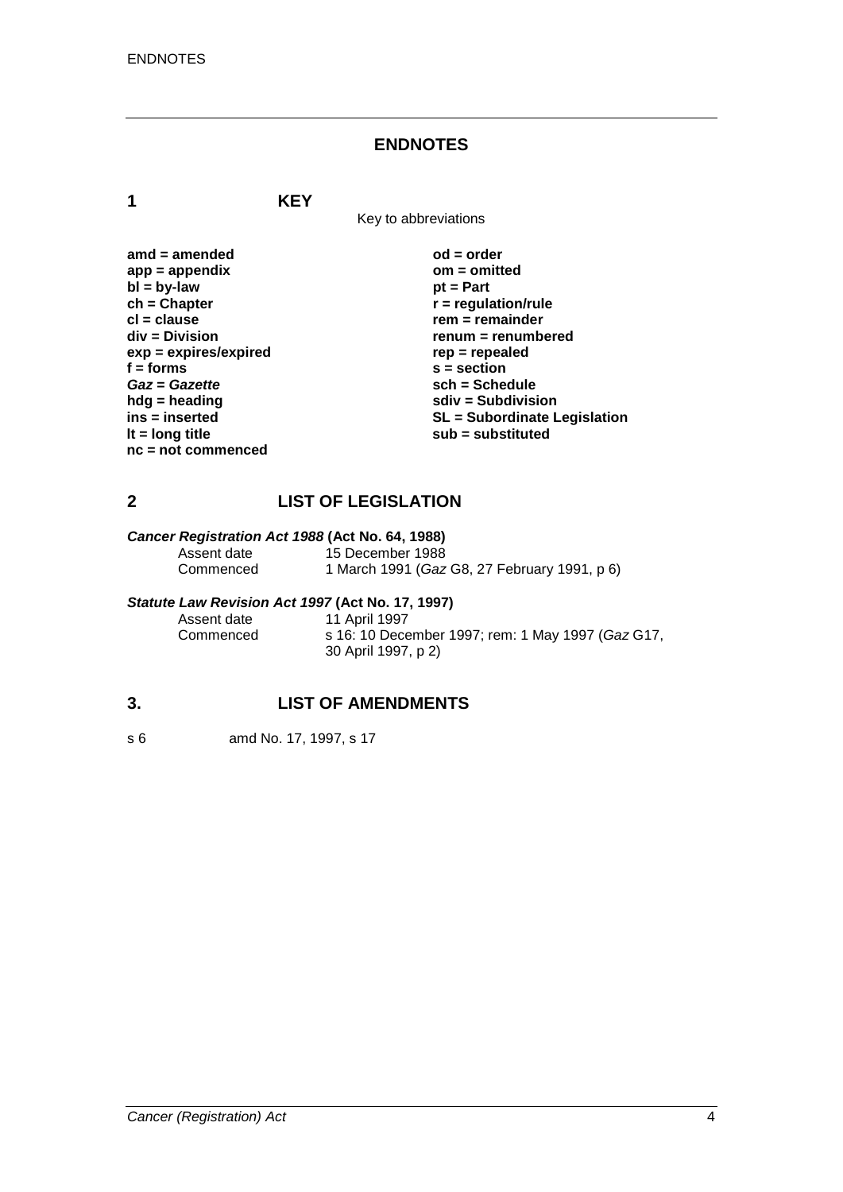# ENDNOTES

## 1 KEY

Key to abbreviations

**amd = amended**
**app = appendix**
**bl = by-law**
**ch = Chapter**
**cl = clause**
**div = Division**
**exp = expires/expired**
**f = forms**
***Gaz* = *Gazette***
**hdg = heading**
**ins = inserted**
**lt = long title**
**nc = not commenced**
**od = order**
**om = omitted**
**pt = Part**
**r = regulation/rule**
**rem = remainder**
**renum = renumbered**
**rep = repealed**
**s = section**
**sch = Schedule**
**sdiv = Subdivision**
**SL = Subordinate Legislation**
**sub = substituted**

## 2 LIST OF LEGISLATION

***Cancer Registration Act 1988* (Act No. 64, 1988)**

| | |
|---|---|
| Assent date | 15 December 1988 |
| Commenced | 1 March 1991 (*Gaz* G8, 27 February 1991, p 6) |

***Statute Law Revision Act 1997* (Act No. 17, 1997)**

| | |
|---|---|
| Assent date | 11 April 1997 |
| Commenced | s 16: 10 December 1997; rem: 1 May 1997 (*Gaz* G17, 30 April 1997, p 2) |

## 3. LIST OF AMENDMENTS

s 6 amd No. 17, 1997, s 17